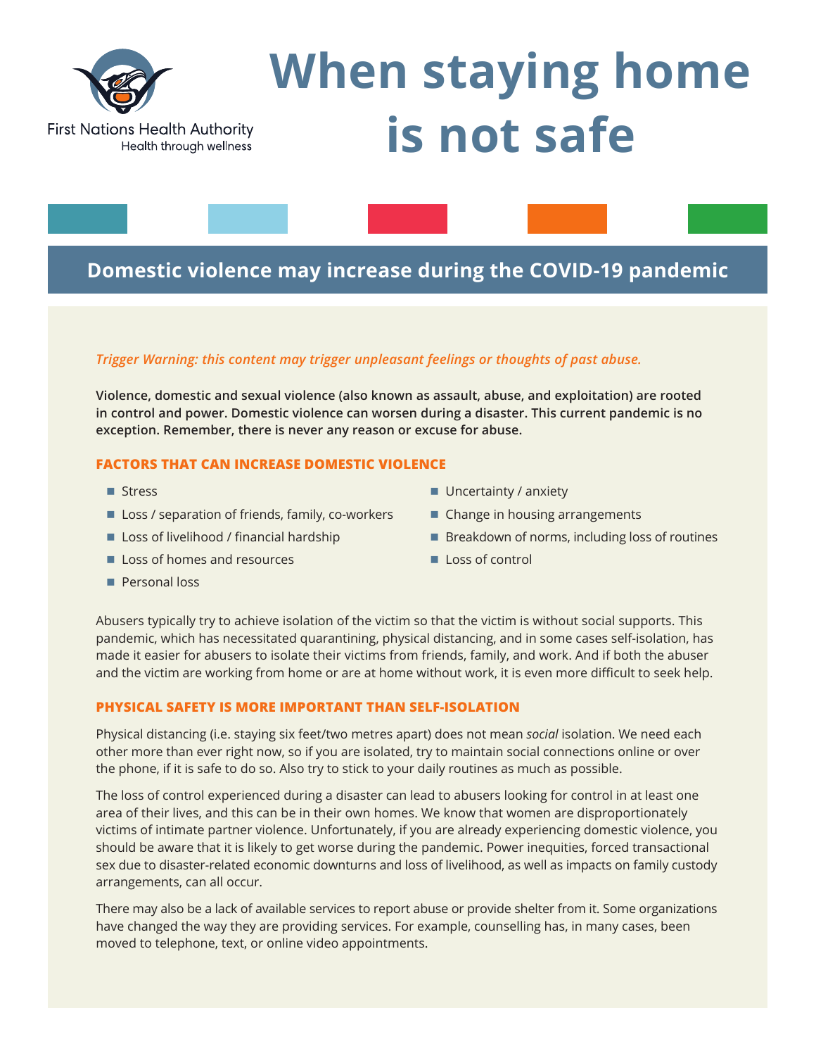First Nations Health Authority
Health through wellness

# When staying home is not safe

## Domestic violence may increase during the COVID-19 pandemic

*Trigger Warning: this content may trigger unpleasant feelings or thoughts of past abuse.*

**Violence, domestic and sexual violence (also known as assault, abuse, and exploitation) are rooted in control and power. Domestic violence can worsen during a disaster. This current pandemic is no exception. Remember, there is never any reason or excuse for abuse.**

### FACTORS THAT CAN INCREASE DOMESTIC VIOLENCE

- Stress
- Loss / separation of friends, family, co-workers
- Loss of livelihood / financial hardship
- Loss of homes and resources
- Personal loss
- Uncertainty / anxiety
- Change in housing arrangements
- Breakdown of norms, including loss of routines
- Loss of control

Abusers typically try to achieve isolation of the victim so that the victim is without social supports. This pandemic, which has necessitated quarantining, physical distancing, and in some cases self-isolation, has made it easier for abusers to isolate their victims from friends, family, and work. And if both the abuser and the victim are working from home or are at home without work, it is even more difficult to seek help.

### PHYSICAL SAFETY IS MORE IMPORTANT THAN SELF-ISOLATION

Physical distancing (i.e. staying six feet/two metres apart) does not mean *social* isolation. We need each other more than ever right now, so if you are isolated, try to maintain social connections online or over the phone, if it is safe to do so. Also try to stick to your daily routines as much as possible.

The loss of control experienced during a disaster can lead to abusers looking for control in at least one area of their lives, and this can be in their own homes. We know that women are disproportionately victims of intimate partner violence. Unfortunately, if you are already experiencing domestic violence, you should be aware that it is likely to get worse during the pandemic. Power inequities, forced transactional sex due to disaster-related economic downturns and loss of livelihood, as well as impacts on family custody arrangements, can all occur.

There may also be a lack of available services to report abuse or provide shelter from it. Some organizations have changed the way they are providing services. For example, counselling has, in many cases, been moved to telephone, text, or online video appointments.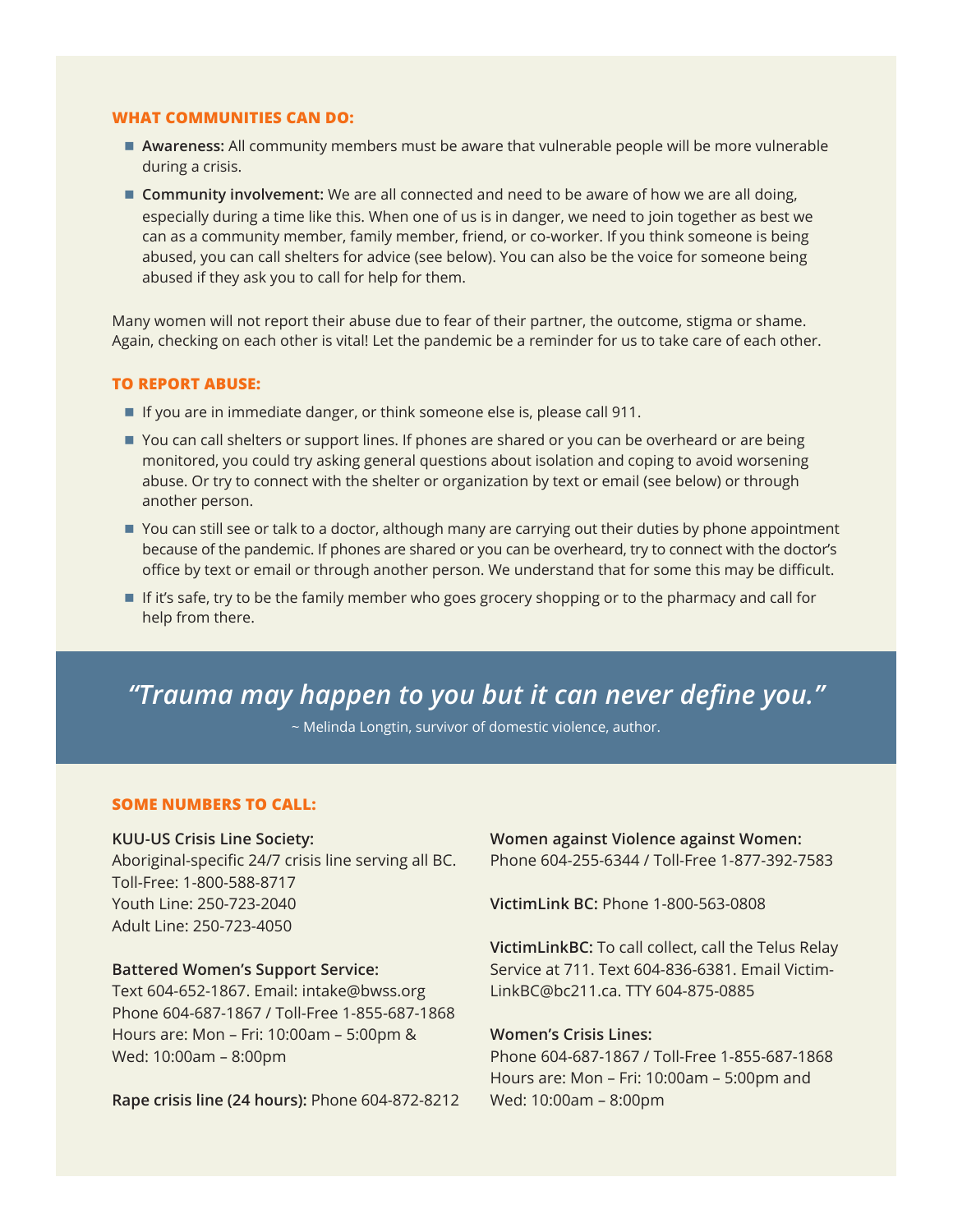## WHAT COMMUNITIES CAN DO:

- **Awareness:** All community members must be aware that vulnerable people will be more vulnerable during a crisis.
- **Community involvement:** We are all connected and need to be aware of how we are all doing, especially during a time like this. When one of us is in danger, we need to join together as best we can as a community member, family member, friend, or co-worker. If you think someone is being abused, you can call shelters for advice (see below). You can also be the voice for someone being abused if they ask you to call for help for them.

Many women will not report their abuse due to fear of their partner, the outcome, stigma or shame. Again, checking on each other is vital! Let the pandemic be a reminder for us to take care of each other.

## TO REPORT ABUSE:

- If you are in immediate danger, or think someone else is, please call 911.
- You can call shelters or support lines. If phones are shared or you can be overheard or are being monitored, you could try asking general questions about isolation and coping to avoid worsening abuse. Or try to connect with the shelter or organization by text or email (see below) or through another person.
- You can still see or talk to a doctor, although many are carrying out their duties by phone appointment because of the pandemic. If phones are shared or you can be overheard, try to connect with the doctor's office by text or email or through another person. We understand that for some this may be difficult.
- If it's safe, try to be the family member who goes grocery shopping or to the pharmacy and call for help from there.

> *"Trauma may happen to you but it can never define you."*
>
> ~ Melinda Longtin, survivor of domestic violence, author.

## SOME NUMBERS TO CALL:

**KUU-US Crisis Line Society:**
Aboriginal-specific 24/7 crisis line serving all BC.
Toll-Free: 1-800-588-8717
Youth Line: 250-723-2040
Adult Line: 250-723-4050

**Battered Women's Support Service:**
Text 604-652-1867. Email: intake@bwss.org
Phone 604-687-1867 / Toll-Free 1-855-687-1868
Hours are: Mon – Fri: 10:00am – 5:00pm &
Wed: 10:00am – 8:00pm

**Rape crisis line (24 hours):** Phone 604-872-8212

**Women against Violence against Women:**
Phone 604-255-6344 / Toll-Free 1-877-392-7583

**VictimLink BC:** Phone 1-800-563-0808

**VictimLinkBC:** To call collect, call the Telus Relay Service at 711. Text 604-836-6381. Email VictimLinkBC@bc211.ca. TTY 604-875-0885

**Women's Crisis Lines:**
Phone 604-687-1867 / Toll-Free 1-855-687-1868
Hours are: Mon – Fri: 10:00am – 5:00pm and
Wed: 10:00am – 8:00pm